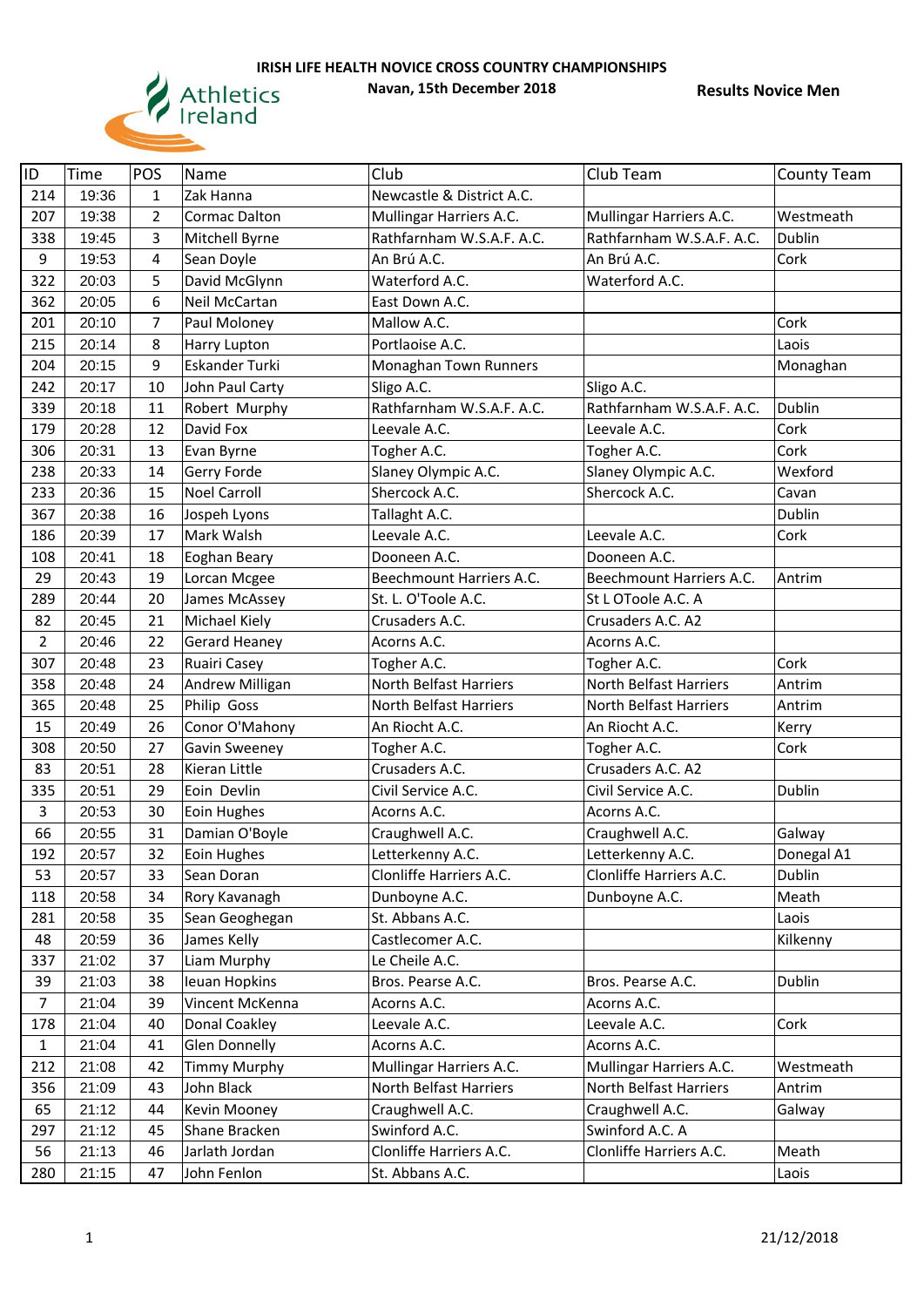**IRISH LIFE HEALTH NOVICE CROSS COUNTRY CHAMPIONSHIPS**

**Navan, 15th December 2018**

**Results Novice Men**

| ID | Time | POS | Name | Club | Club Team | County Team |
|---|---|---|---|---|---|---|
| 214 | 19:36 | 1 | Zak Hanna | Newcastle & District A.C. | | |
| 207 | 19:38 | 2 | Cormac Dalton | Mullingar Harriers A.C. | Mullingar Harriers A.C. | Westmeath |
| 338 | 19:45 | 3 | Mitchell Byrne | Rathfarnham W.S.A.F. A.C. | Rathfarnham W.S.A.F. A.C. | Dublin |
| 9 | 19:53 | 4 | Sean Doyle | An Brú A.C. | An Brú A.C. | Cork |
| 322 | 20:03 | 5 | David McGlynn | Waterford A.C. | Waterford A.C. | |
| 362 | 20:05 | 6 | Neil McCartan | East Down A.C. | | |
| 201 | 20:10 | 7 | Paul Moloney | Mallow A.C. | | Cork |
| 215 | 20:14 | 8 | Harry Lupton | Portlaoise A.C. | | Laois |
| 204 | 20:15 | 9 | Eskander Turki | Monaghan Town Runners | | Monaghan |
| 242 | 20:17 | 10 | John Paul Carty | Sligo A.C. | Sligo A.C. | |
| 339 | 20:18 | 11 | Robert Murphy | Rathfarnham W.S.A.F. A.C. | Rathfarnham W.S.A.F. A.C. | Dublin |
| 179 | 20:28 | 12 | David Fox | Leevale A.C. | Leevale A.C. | Cork |
| 306 | 20:31 | 13 | Evan Byrne | Togher A.C. | Togher A.C. | Cork |
| 238 | 20:33 | 14 | Gerry Forde | Slaney Olympic A.C. | Slaney Olympic A.C. | Wexford |
| 233 | 20:36 | 15 | Noel Carroll | Shercock A.C. | Shercock A.C. | Cavan |
| 367 | 20:38 | 16 | Jospeh Lyons | Tallaght A.C. | | Dublin |
| 186 | 20:39 | 17 | Mark Walsh | Leevale A.C. | Leevale A.C. | Cork |
| 108 | 20:41 | 18 | Eoghan Beary | Dooneen A.C. | Dooneen A.C. | |
| 29 | 20:43 | 19 | Lorcan Mcgee | Beechmount Harriers A.C. | Beechmount Harriers A.C. | Antrim |
| 289 | 20:44 | 20 | James McAssey | St. L. O'Toole A.C. | St L OToole A.C. A | |
| 82 | 20:45 | 21 | Michael Kiely | Crusaders A.C. | Crusaders A.C. A2 | |
| 2 | 20:46 | 22 | Gerard Heaney | Acorns A.C. | Acorns A.C. | |
| 307 | 20:48 | 23 | Ruairi Casey | Togher A.C. | Togher A.C. | Cork |
| 358 | 20:48 | 24 | Andrew Milligan | North Belfast Harriers | North Belfast Harriers | Antrim |
| 365 | 20:48 | 25 | Philip Goss | North Belfast Harriers | North Belfast Harriers | Antrim |
| 15 | 20:49 | 26 | Conor O'Mahony | An Riocht A.C. | An Riocht A.C. | Kerry |
| 308 | 20:50 | 27 | Gavin Sweeney | Togher A.C. | Togher A.C. | Cork |
| 83 | 20:51 | 28 | Kieran Little | Crusaders A.C. | Crusaders A.C. A2 | |
| 335 | 20:51 | 29 | Eoin Devlin | Civil Service A.C. | Civil Service A.C. | Dublin |
| 3 | 20:53 | 30 | Eoin Hughes | Acorns A.C. | Acorns A.C. | |
| 66 | 20:55 | 31 | Damian O'Boyle | Craughwell A.C. | Craughwell A.C. | Galway |
| 192 | 20:57 | 32 | Eoin Hughes | Letterkenny A.C. | Letterkenny A.C. | Donegal A1 |
| 53 | 20:57 | 33 | Sean Doran | Clonliffe Harriers A.C. | Clonliffe Harriers A.C. | Dublin |
| 118 | 20:58 | 34 | Rory Kavanagh | Dunboyne A.C. | Dunboyne A.C. | Meath |
| 281 | 20:58 | 35 | Sean Geoghegan | St. Abbans A.C. | | Laois |
| 48 | 20:59 | 36 | James Kelly | Castlecomer A.C. | | Kilkenny |
| 337 | 21:02 | 37 | Liam Murphy | Le Cheile A.C. | | |
| 39 | 21:03 | 38 | Ieuan Hopkins | Bros. Pearse A.C. | Bros. Pearse A.C. | Dublin |
| 7 | 21:04 | 39 | Vincent McKenna | Acorns A.C. | Acorns A.C. | |
| 178 | 21:04 | 40 | Donal Coakley | Leevale A.C. | Leevale A.C. | Cork |
| 1 | 21:04 | 41 | Glen Donnelly | Acorns A.C. | Acorns A.C. | |
| 212 | 21:08 | 42 | Timmy Murphy | Mullingar Harriers A.C. | Mullingar Harriers A.C. | Westmeath |
| 356 | 21:09 | 43 | John Black | North Belfast Harriers | North Belfast Harriers | Antrim |
| 65 | 21:12 | 44 | Kevin Mooney | Craughwell A.C. | Craughwell A.C. | Galway |
| 297 | 21:12 | 45 | Shane Bracken | Swinford A.C. | Swinford A.C. A | |
| 56 | 21:13 | 46 | Jarlath Jordan | Clonliffe Harriers A.C. | Clonliffe Harriers A.C. | Meath |
| 280 | 21:15 | 47 | John Fenlon | St. Abbans A.C. | | Laois |

21/12/2018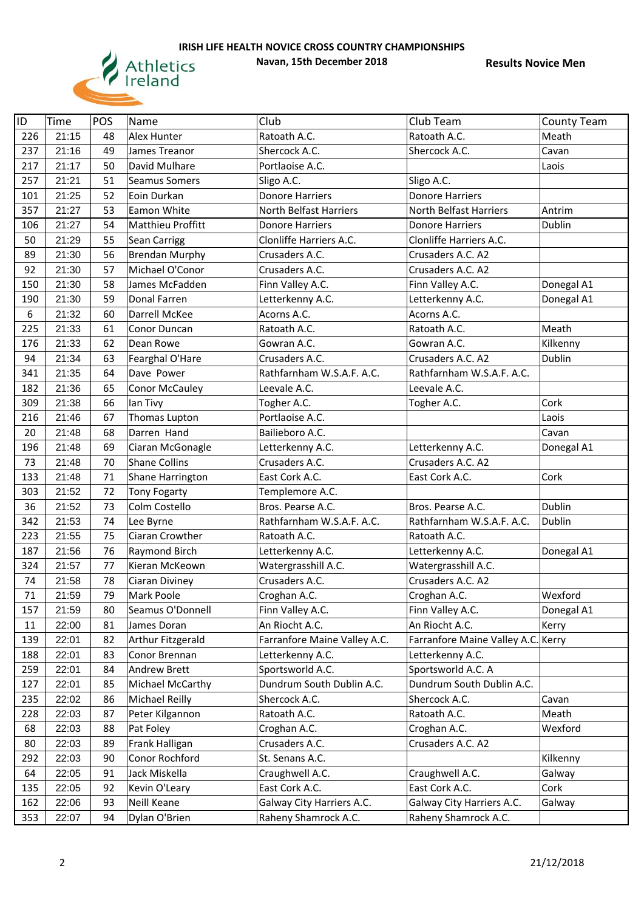IRISH LIFE HEALTH NOVICE CROSS COUNTRY CHAMPIONSHIPS

Navan, 15th December 2018

**Results Novice Men**

| ID | Time | POS | Name | Club | Club Team | County Team |
|---|---|---|---|---|---|---|
| 226 | 21:15 | 48 | Alex Hunter | Ratoath A.C. | Ratoath A.C. | Meath |
| 237 | 21:16 | 49 | James Treanor | Shercock A.C. | Shercock A.C. | Cavan |
| 217 | 21:17 | 50 | David Mulhare | Portlaoise A.C. | | Laois |
| 257 | 21:21 | 51 | Seamus Somers | Sligo A.C. | Sligo A.C. | |
| 101 | 21:25 | 52 | Eoin Durkan | Donore Harriers | Donore Harriers | |
| 357 | 21:27 | 53 | Eamon White | North Belfast Harriers | North Belfast Harriers | Antrim |
| 106 | 21:27 | 54 | Matthieu Proffitt | Donore Harriers | Donore Harriers | Dublin |
| 50 | 21:29 | 55 | Sean Carrigg | Clonliffe Harriers A.C. | Clonliffe Harriers A.C. | |
| 89 | 21:30 | 56 | Brendan Murphy | Crusaders A.C. | Crusaders A.C. A2 | |
| 92 | 21:30 | 57 | Michael O'Conor | Crusaders A.C. | Crusaders A.C. A2 | |
| 150 | 21:30 | 58 | James McFadden | Finn Valley A.C. | Finn Valley A.C. | Donegal A1 |
| 190 | 21:30 | 59 | Donal Farren | Letterkenny A.C. | Letterkenny A.C. | Donegal A1 |
| 6 | 21:32 | 60 | Darrell McKee | Acorns A.C. | Acorns A.C. | |
| 225 | 21:33 | 61 | Conor Duncan | Ratoath A.C. | Ratoath A.C. | Meath |
| 176 | 21:33 | 62 | Dean Rowe | Gowran A.C. | Gowran A.C. | Kilkenny |
| 94 | 21:34 | 63 | Fearghal O'Hare | Crusaders A.C. | Crusaders A.C. A2 | Dublin |
| 341 | 21:35 | 64 | Dave Power | Rathfarnham W.S.A.F. A.C. | Rathfarnham W.S.A.F. A.C. | |
| 182 | 21:36 | 65 | Conor McCauley | Leevale A.C. | Leevale A.C. | |
| 309 | 21:38 | 66 | Ian Tivy | Togher A.C. | Togher A.C. | Cork |
| 216 | 21:46 | 67 | Thomas Lupton | Portlaoise A.C. | | Laois |
| 20 | 21:48 | 68 | Darren Hand | Bailieboro A.C. | | Cavan |
| 196 | 21:48 | 69 | Ciaran McGonagle | Letterkenny A.C. | Letterkenny A.C. | Donegal A1 |
| 73 | 21:48 | 70 | Shane Collins | Crusaders A.C. | Crusaders A.C. A2 | |
| 133 | 21:48 | 71 | Shane Harrington | East Cork A.C. | East Cork A.C. | Cork |
| 303 | 21:52 | 72 | Tony Fogarty | Templemore A.C. | | |
| 36 | 21:52 | 73 | Colm Costello | Bros. Pearse A.C. | Bros. Pearse A.C. | Dublin |
| 342 | 21:53 | 74 | Lee Byrne | Rathfarnham W.S.A.F. A.C. | Rathfarnham W.S.A.F. A.C. | Dublin |
| 223 | 21:55 | 75 | Ciaran Crowther | Ratoath A.C. | Ratoath A.C. | |
| 187 | 21:56 | 76 | Raymond Birch | Letterkenny A.C. | Letterkenny A.C. | Donegal A1 |
| 324 | 21:57 | 77 | Kieran McKeown | Watergrasshill A.C. | Watergrasshill A.C. | |
| 74 | 21:58 | 78 | Ciaran Diviney | Crusaders A.C. | Crusaders A.C. A2 | |
| 71 | 21:59 | 79 | Mark Poole | Croghan A.C. | Croghan A.C. | Wexford |
| 157 | 21:59 | 80 | Seamus O'Donnell | Finn Valley A.C. | Finn Valley A.C. | Donegal A1 |
| 11 | 22:00 | 81 | James Doran | An Riocht A.C. | An Riocht A.C. | Kerry |
| 139 | 22:01 | 82 | Arthur Fitzgerald | Farranfore Maine Valley A.C. | Farranfore Maine Valley A.C. | Kerry |
| 188 | 22:01 | 83 | Conor Brennan | Letterkenny A.C. | Letterkenny A.C. | |
| 259 | 22:01 | 84 | Andrew Brett | Sportsworld A.C. | Sportsworld A.C. A | |
| 127 | 22:01 | 85 | Michael McCarthy | Dundrum South Dublin A.C. | Dundrum South Dublin A.C. | |
| 235 | 22:02 | 86 | Michael Reilly | Shercock A.C. | Shercock A.C. | Cavan |
| 228 | 22:03 | 87 | Peter Kilgannon | Ratoath A.C. | Ratoath A.C. | Meath |
| 68 | 22:03 | 88 | Pat Foley | Croghan A.C. | Croghan A.C. | Wexford |
| 80 | 22:03 | 89 | Frank Halligan | Crusaders A.C. | Crusaders A.C. A2 | |
| 292 | 22:03 | 90 | Conor Rochford | St. Senans A.C. | | Kilkenny |
| 64 | 22:05 | 91 | Jack Miskella | Craughwell A.C. | Craughwell A.C. | Galway |
| 135 | 22:05 | 92 | Kevin O'Leary | East Cork A.C. | East Cork A.C. | Cork |
| 162 | 22:06 | 93 | Neill Keane | Galway City Harriers A.C. | Galway City Harriers A.C. | Galway |
| 353 | 22:07 | 94 | Dylan O'Brien | Raheny Shamrock A.C. | Raheny Shamrock A.C. | |

21/12/2018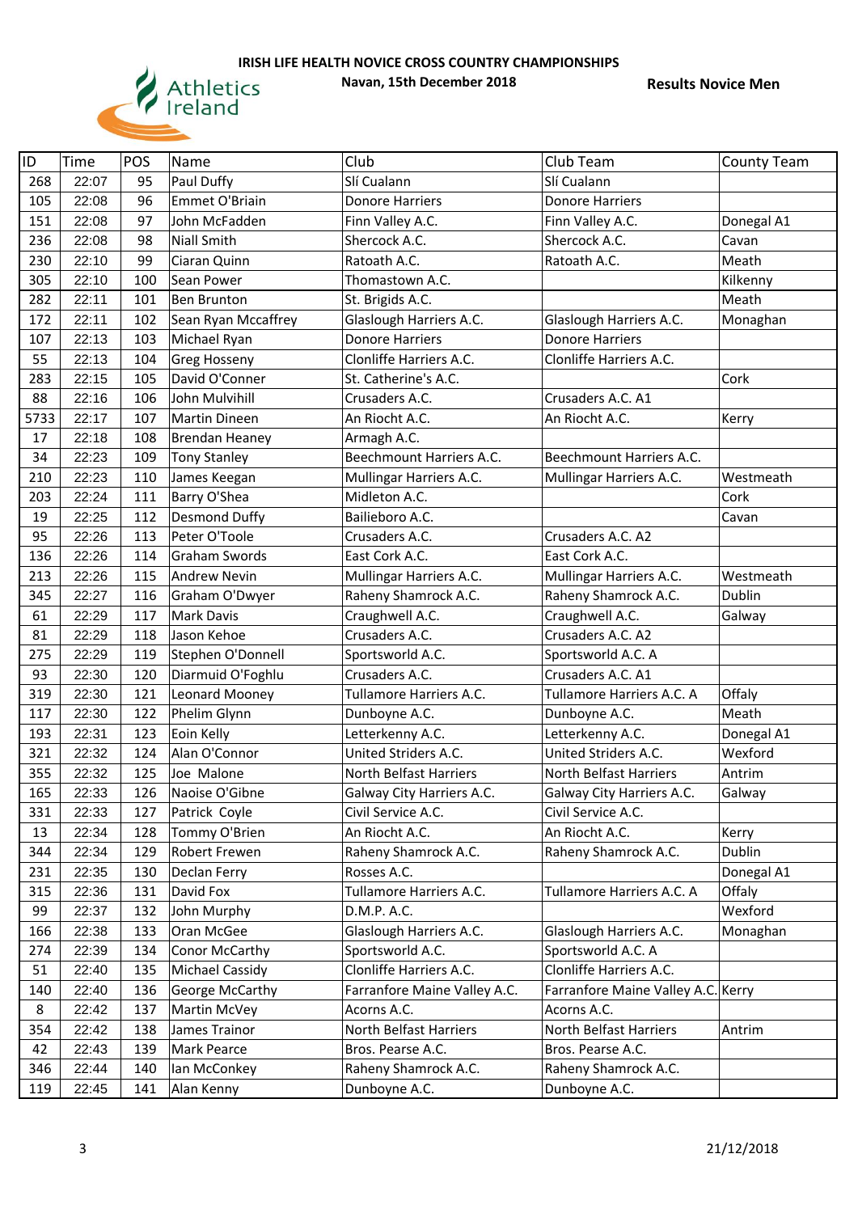**IRISH LIFE HEALTH NOVICE CROSS COUNTRY CHAMPIONSHIPS**

**Navan, 15th December 2018**

**Results Novice Men**

| ID | Time | POS | Name | Club | Club Team | County Team |
|---|---|---|---|---|---|---|
| 268 | 22:07 | 95 | Paul Duffy | Slí Cualann | Slí Cualann | |
| 105 | 22:08 | 96 | Emmet O'Briain | Donore Harriers | Donore Harriers | |
| 151 | 22:08 | 97 | John McFadden | Finn Valley A.C. | Finn Valley A.C. | Donegal A1 |
| 236 | 22:08 | 98 | Niall Smith | Shercock A.C. | Shercock A.C. | Cavan |
| 230 | 22:10 | 99 | Ciaran Quinn | Ratoath A.C. | Ratoath A.C. | Meath |
| 305 | 22:10 | 100 | Sean Power | Thomastown A.C. | | Kilkenny |
| 282 | 22:11 | 101 | Ben Brunton | St. Brigids A.C. | | Meath |
| 172 | 22:11 | 102 | Sean Ryan Mccaffrey | Glaslough Harriers A.C. | Glaslough Harriers A.C. | Monaghan |
| 107 | 22:13 | 103 | Michael Ryan | Donore Harriers | Donore Harriers | |
| 55 | 22:13 | 104 | Greg Hosseny | Clonliffe Harriers A.C. | Clonliffe Harriers A.C. | |
| 283 | 22:15 | 105 | David O'Conner | St. Catherine's A.C. | | Cork |
| 88 | 22:16 | 106 | John Mulvihill | Crusaders A.C. | Crusaders A.C. A1 | |
| 5733 | 22:17 | 107 | Martin Dineen | An Riocht A.C. | An Riocht A.C. | Kerry |
| 17 | 22:18 | 108 | Brendan Heaney | Armagh A.C. | | |
| 34 | 22:23 | 109 | Tony Stanley | Beechmount Harriers A.C. | Beechmount Harriers A.C. | |
| 210 | 22:23 | 110 | James Keegan | Mullingar Harriers A.C. | Mullingar Harriers A.C. | Westmeath |
| 203 | 22:24 | 111 | Barry O'Shea | Midleton A.C. | | Cork |
| 19 | 22:25 | 112 | Desmond Duffy | Bailieboro A.C. | | Cavan |
| 95 | 22:26 | 113 | Peter O'Toole | Crusaders A.C. | Crusaders A.C. A2 | |
| 136 | 22:26 | 114 | Graham Swords | East Cork A.C. | East Cork A.C. | |
| 213 | 22:26 | 115 | Andrew Nevin | Mullingar Harriers A.C. | Mullingar Harriers A.C. | Westmeath |
| 345 | 22:27 | 116 | Graham O'Dwyer | Raheny Shamrock A.C. | Raheny Shamrock A.C. | Dublin |
| 61 | 22:29 | 117 | Mark Davis | Craughwell A.C. | Craughwell A.C. | Galway |
| 81 | 22:29 | 118 | Jason Kehoe | Crusaders A.C. | Crusaders A.C. A2 | |
| 275 | 22:29 | 119 | Stephen O'Donnell | Sportsworld A.C. | Sportsworld A.C. A | |
| 93 | 22:30 | 120 | Diarmuid O'Foghlu | Crusaders A.C. | Crusaders A.C. A1 | |
| 319 | 22:30 | 121 | Leonard Mooney | Tullamore Harriers A.C. | Tullamore Harriers A.C. A | Offaly |
| 117 | 22:30 | 122 | Phelim Glynn | Dunboyne A.C. | Dunboyne A.C. | Meath |
| 193 | 22:31 | 123 | Eoin Kelly | Letterkenny A.C. | Letterkenny A.C. | Donegal A1 |
| 321 | 22:32 | 124 | Alan O'Connor | United Striders A.C. | United Striders A.C. | Wexford |
| 355 | 22:32 | 125 | Joe Malone | North Belfast Harriers | North Belfast Harriers | Antrim |
| 165 | 22:33 | 126 | Naoise O'Gibne | Galway City Harriers A.C. | Galway City Harriers A.C. | Galway |
| 331 | 22:33 | 127 | Patrick Coyle | Civil Service A.C. | Civil Service A.C. | |
| 13 | 22:34 | 128 | Tommy O'Brien | An Riocht A.C. | An Riocht A.C. | Kerry |
| 344 | 22:34 | 129 | Robert Frewen | Raheny Shamrock A.C. | Raheny Shamrock A.C. | Dublin |
| 231 | 22:35 | 130 | Declan Ferry | Rosses A.C. | | Donegal A1 |
| 315 | 22:36 | 131 | David Fox | Tullamore Harriers A.C. | Tullamore Harriers A.C. A | Offaly |
| 99 | 22:37 | 132 | John Murphy | D.M.P. A.C. | | Wexford |
| 166 | 22:38 | 133 | Oran McGee | Glaslough Harriers A.C. | Glaslough Harriers A.C. | Monaghan |
| 274 | 22:39 | 134 | Conor McCarthy | Sportsworld A.C. | Sportsworld A.C. A | |
| 51 | 22:40 | 135 | Michael Cassidy | Clonliffe Harriers A.C. | Clonliffe Harriers A.C. | |
| 140 | 22:40 | 136 | George McCarthy | Farranfore Maine Valley A.C. | Farranfore Maine Valley A.C. | Kerry |
| 8 | 22:42 | 137 | Martin McVey | Acorns A.C. | Acorns A.C. | |
| 354 | 22:42 | 138 | James Trainor | North Belfast Harriers | North Belfast Harriers | Antrim |
| 42 | 22:43 | 139 | Mark Pearce | Bros. Pearse A.C. | Bros. Pearse A.C. | |
| 346 | 22:44 | 140 | Ian McConkey | Raheny Shamrock A.C. | Raheny Shamrock A.C. | |
| 119 | 22:45 | 141 | Alan Kenny | Dunboyne A.C. | Dunboyne A.C. | |

21/12/2018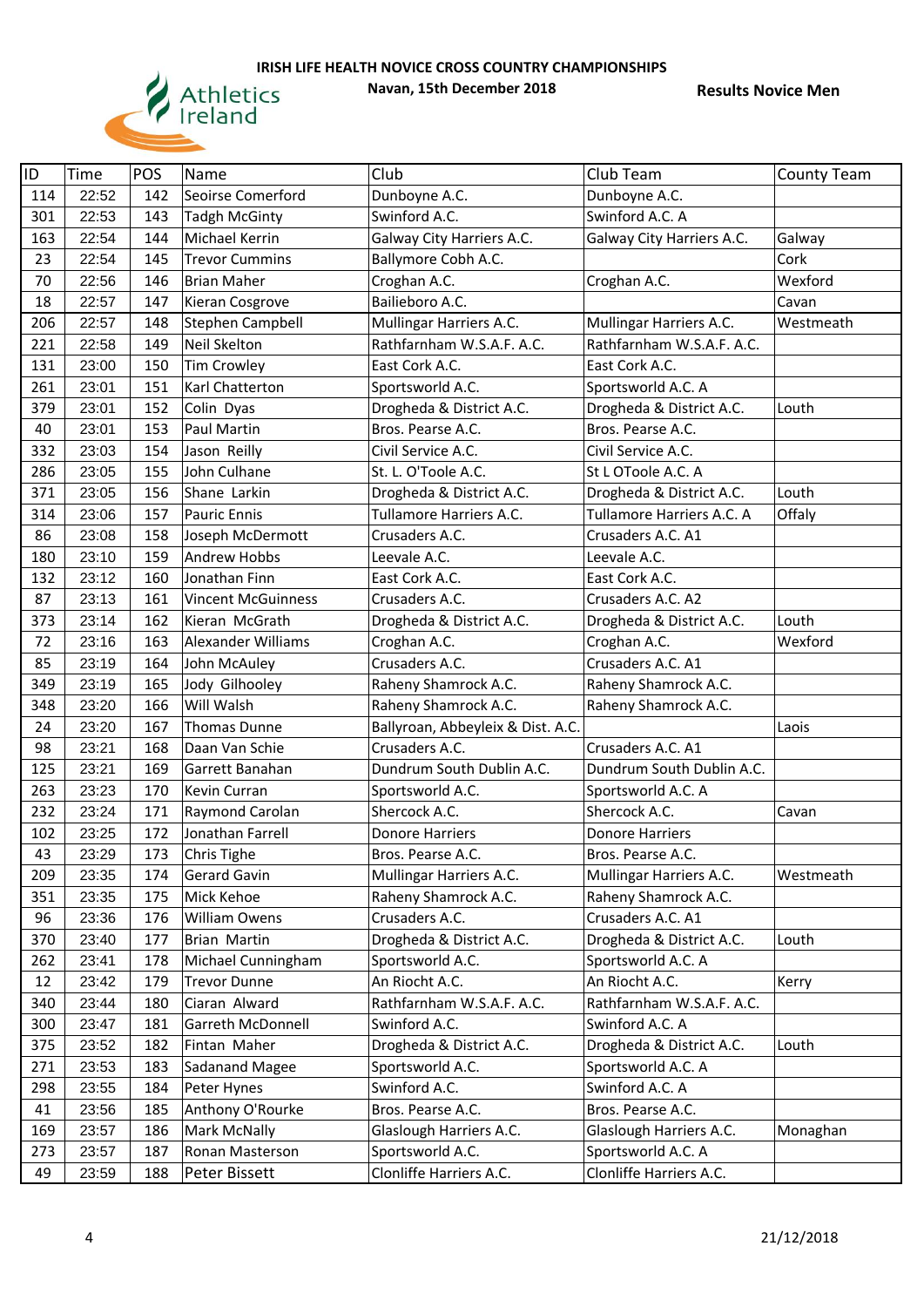IRISH LIFE HEALTH NOVICE CROSS COUNTRY CHAMPIONSHIPS

Navan, 15th December 2018

**Results Novice Men**

| ID | Time | POS | Name | Club | Club Team | County Team |
|---|---|---|---|---|---|---|
| 114 | 22:52 | 142 | Seoirse Comerford | Dunboyne A.C. | Dunboyne A.C. | |
| 301 | 22:53 | 143 | Tadgh McGinty | Swinford A.C. | Swinford A.C. A | |
| 163 | 22:54 | 144 | Michael Kerrin | Galway City Harriers A.C. | Galway City Harriers A.C. | Galway |
| 23 | 22:54 | 145 | Trevor Cummins | Ballymore Cobh A.C. | | Cork |
| 70 | 22:56 | 146 | Brian Maher | Croghan A.C. | Croghan A.C. | Wexford |
| 18 | 22:57 | 147 | Kieran Cosgrove | Bailieboro A.C. | | Cavan |
| 206 | 22:57 | 148 | Stephen Campbell | Mullingar Harriers A.C. | Mullingar Harriers A.C. | Westmeath |
| 221 | 22:58 | 149 | Neil Skelton | Rathfarnham W.S.A.F. A.C. | Rathfarnham W.S.A.F. A.C. | |
| 131 | 23:00 | 150 | Tim Crowley | East Cork A.C. | East Cork A.C. | |
| 261 | 23:01 | 151 | Karl Chatterton | Sportsworld A.C. | Sportsworld A.C. A | |
| 379 | 23:01 | 152 | Colin Dyas | Drogheda & District A.C. | Drogheda & District A.C. | Louth |
| 40 | 23:01 | 153 | Paul Martin | Bros. Pearse A.C. | Bros. Pearse A.C. | |
| 332 | 23:03 | 154 | Jason Reilly | Civil Service A.C. | Civil Service A.C. | |
| 286 | 23:05 | 155 | John Culhane | St. L. O'Toole A.C. | St L OToole A.C. A | |
| 371 | 23:05 | 156 | Shane Larkin | Drogheda & District A.C. | Drogheda & District A.C. | Louth |
| 314 | 23:06 | 157 | Pauric Ennis | Tullamore Harriers A.C. | Tullamore Harriers A.C. A | Offaly |
| 86 | 23:08 | 158 | Joseph McDermott | Crusaders A.C. | Crusaders A.C. A1 | |
| 180 | 23:10 | 159 | Andrew Hobbs | Leevale A.C. | Leevale A.C. | |
| 132 | 23:12 | 160 | Jonathan Finn | East Cork A.C. | East Cork A.C. | |
| 87 | 23:13 | 161 | Vincent McGuinness | Crusaders A.C. | Crusaders A.C. A2 | |
| 373 | 23:14 | 162 | Kieran McGrath | Drogheda & District A.C. | Drogheda & District A.C. | Louth |
| 72 | 23:16 | 163 | Alexander Williams | Croghan A.C. | Croghan A.C. | Wexford |
| 85 | 23:19 | 164 | John McAuley | Crusaders A.C. | Crusaders A.C. A1 | |
| 349 | 23:19 | 165 | Jody Gilhooley | Raheny Shamrock A.C. | Raheny Shamrock A.C. | |
| 348 | 23:20 | 166 | Will Walsh | Raheny Shamrock A.C. | Raheny Shamrock A.C. | |
| 24 | 23:20 | 167 | Thomas Dunne | Ballyroan, Abbeyleix & Dist. A.C. | | Laois |
| 98 | 23:21 | 168 | Daan Van Schie | Crusaders A.C. | Crusaders A.C. A1 | |
| 125 | 23:21 | 169 | Garrett Banahan | Dundrum South Dublin A.C. | Dundrum South Dublin A.C. | |
| 263 | 23:23 | 170 | Kevin Curran | Sportsworld A.C. | Sportsworld A.C. A | |
| 232 | 23:24 | 171 | Raymond Carolan | Shercock A.C. | Shercock A.C. | Cavan |
| 102 | 23:25 | 172 | Jonathan Farrell | Donore Harriers | Donore Harriers | |
| 43 | 23:29 | 173 | Chris Tighe | Bros. Pearse A.C. | Bros. Pearse A.C. | |
| 209 | 23:35 | 174 | Gerard Gavin | Mullingar Harriers A.C. | Mullingar Harriers A.C. | Westmeath |
| 351 | 23:35 | 175 | Mick Kehoe | Raheny Shamrock A.C. | Raheny Shamrock A.C. | |
| 96 | 23:36 | 176 | William Owens | Crusaders A.C. | Crusaders A.C. A1 | |
| 370 | 23:40 | 177 | Brian Martin | Drogheda & District A.C. | Drogheda & District A.C. | Louth |
| 262 | 23:41 | 178 | Michael Cunningham | Sportsworld A.C. | Sportsworld A.C. A | |
| 12 | 23:42 | 179 | Trevor Dunne | An Riocht A.C. | An Riocht A.C. | Kerry |
| 340 | 23:44 | 180 | Ciaran Alward | Rathfarnham W.S.A.F. A.C. | Rathfarnham W.S.A.F. A.C. | |
| 300 | 23:47 | 181 | Garreth McDonnell | Swinford A.C. | Swinford A.C. A | |
| 375 | 23:52 | 182 | Fintan Maher | Drogheda & District A.C. | Drogheda & District A.C. | Louth |
| 271 | 23:53 | 183 | Sadanand Magee | Sportsworld A.C. | Sportsworld A.C. A | |
| 298 | 23:55 | 184 | Peter Hynes | Swinford A.C. | Swinford A.C. A | |
| 41 | 23:56 | 185 | Anthony O'Rourke | Bros. Pearse A.C. | Bros. Pearse A.C. | |
| 169 | 23:57 | 186 | Mark McNally | Glaslough Harriers A.C. | Glaslough Harriers A.C. | Monaghan |
| 273 | 23:57 | 187 | Ronan Masterson | Sportsworld A.C. | Sportsworld A.C. A | |
| 49 | 23:59 | 188 | Peter Bissett | Clonliffe Harriers A.C. | Clonliffe Harriers A.C. | |

21/12/2018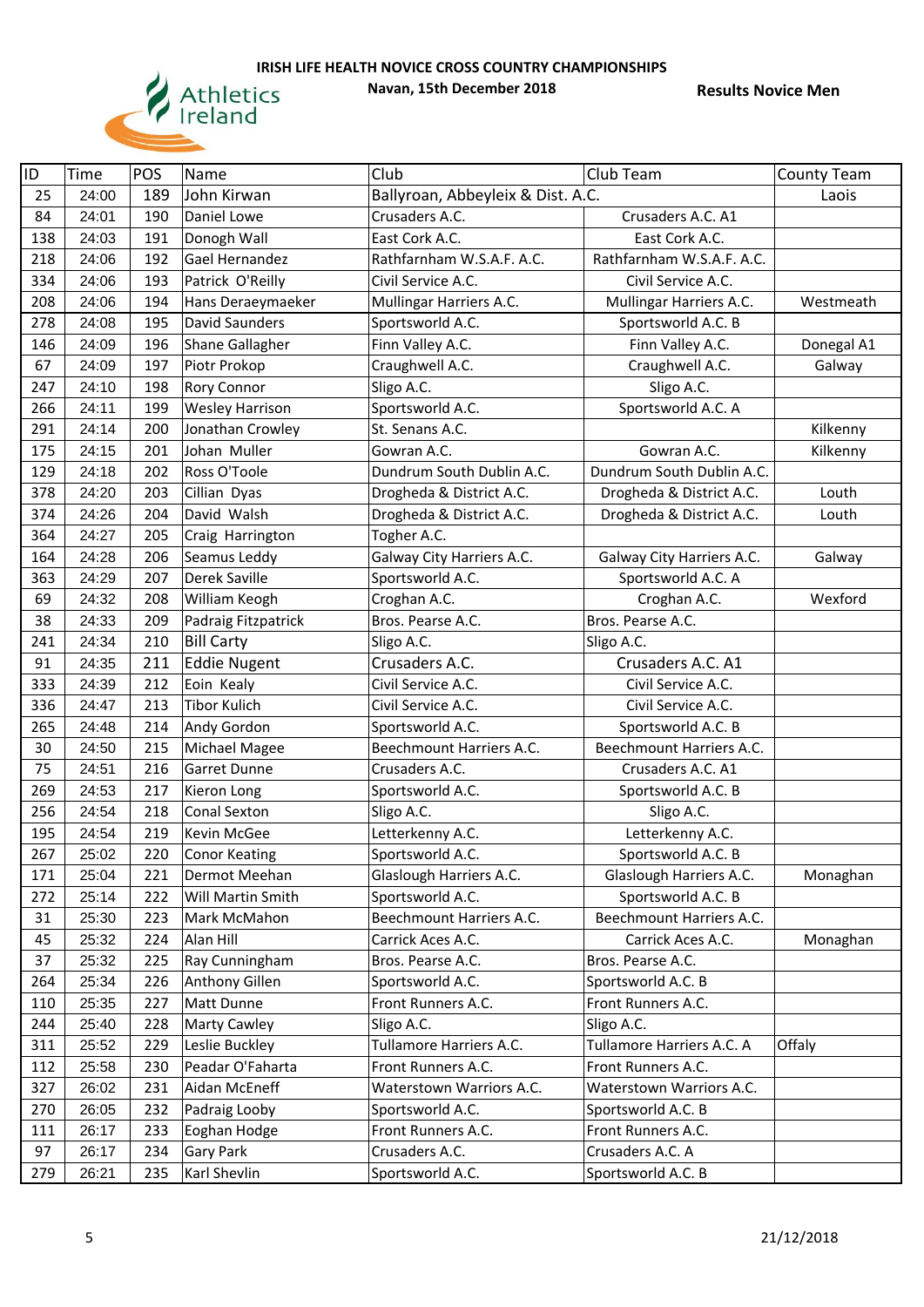**IRISH LIFE HEALTH NOVICE CROSS COUNTRY CHAMPIONSHIPS**

**Navan, 15th December 2018**

**Results Novice Men**

| ID | Time | POS | Name | Club | Club Team | County Team |
|---|---|---|---|---|---|---|
| 25 | 24:00 | 189 | John Kirwan | Ballyroan, Abbeyleix & Dist. A.C. | | Laois |
| 84 | 24:01 | 190 | Daniel Lowe | Crusaders A.C. | Crusaders A.C. A1 | |
| 138 | 24:03 | 191 | Donogh Wall | East Cork A.C. | East Cork A.C. | |
| 218 | 24:06 | 192 | Gael Hernandez | Rathfarnham W.S.A.F. A.C. | Rathfarnham W.S.A.F. A.C. | |
| 334 | 24:06 | 193 | Patrick O'Reilly | Civil Service A.C. | Civil Service A.C. | |
| 208 | 24:06 | 194 | Hans Deraeymaeker | Mullingar Harriers A.C. | Mullingar Harriers A.C. | Westmeath |
| 278 | 24:08 | 195 | David Saunders | Sportsworld A.C. | Sportsworld A.C. B | |
| 146 | 24:09 | 196 | Shane Gallagher | Finn Valley A.C. | Finn Valley A.C. | Donegal A1 |
| 67 | 24:09 | 197 | Piotr Prokop | Craughwell A.C. | Craughwell A.C. | Galway |
| 247 | 24:10 | 198 | Rory Connor | Sligo A.C. | Sligo A.C. | |
| 266 | 24:11 | 199 | Wesley Harrison | Sportsworld A.C. | Sportsworld A.C. A | |
| 291 | 24:14 | 200 | Jonathan Crowley | St. Senans A.C. | | Kilkenny |
| 175 | 24:15 | 201 | Johan Muller | Gowran A.C. | Gowran A.C. | Kilkenny |
| 129 | 24:18 | 202 | Ross O'Toole | Dundrum South Dublin A.C. | Dundrum South Dublin A.C. | |
| 378 | 24:20 | 203 | Cillian Dyas | Drogheda & District A.C. | Drogheda & District A.C. | Louth |
| 374 | 24:26 | 204 | David Walsh | Drogheda & District A.C. | Drogheda & District A.C. | Louth |
| 364 | 24:27 | 205 | Craig Harrington | Togher A.C. | | |
| 164 | 24:28 | 206 | Seamus Leddy | Galway City Harriers A.C. | Galway City Harriers A.C. | Galway |
| 363 | 24:29 | 207 | Derek Saville | Sportsworld A.C. | Sportsworld A.C. A | |
| 69 | 24:32 | 208 | William Keogh | Croghan A.C. | Croghan A.C. | Wexford |
| 38 | 24:33 | 209 | Padraig Fitzpatrick | Bros. Pearse A.C. | Bros. Pearse A.C. | |
| 241 | 24:34 | 210 | Bill Carty | Sligo A.C. | Sligo A.C. | |
| 91 | 24:35 | 211 | Eddie Nugent | Crusaders A.C. | Crusaders A.C. A1 | |
| 333 | 24:39 | 212 | Eoin Kealy | Civil Service A.C. | Civil Service A.C. | |
| 336 | 24:47 | 213 | Tibor Kulich | Civil Service A.C. | Civil Service A.C. | |
| 265 | 24:48 | 214 | Andy Gordon | Sportsworld A.C. | Sportsworld A.C. B | |
| 30 | 24:50 | 215 | Michael Magee | Beechmount Harriers A.C. | Beechmount Harriers A.C. | |
| 75 | 24:51 | 216 | Garret Dunne | Crusaders A.C. | Crusaders A.C. A1 | |
| 269 | 24:53 | 217 | Kieron Long | Sportsworld A.C. | Sportsworld A.C. B | |
| 256 | 24:54 | 218 | Conal Sexton | Sligo A.C. | Sligo A.C. | |
| 195 | 24:54 | 219 | Kevin McGee | Letterkenny A.C. | Letterkenny A.C. | |
| 267 | 25:02 | 220 | Conor Keating | Sportsworld A.C. | Sportsworld A.C. B | |
| 171 | 25:04 | 221 | Dermot Meehan | Glaslough Harriers A.C. | Glaslough Harriers A.C. | Monaghan |
| 272 | 25:14 | 222 | Will Martin Smith | Sportsworld A.C. | Sportsworld A.C. B | |
| 31 | 25:30 | 223 | Mark McMahon | Beechmount Harriers A.C. | Beechmount Harriers A.C. | |
| 45 | 25:32 | 224 | Alan Hill | Carrick Aces A.C. | Carrick Aces A.C. | Monaghan |
| 37 | 25:32 | 225 | Ray Cunningham | Bros. Pearse A.C. | Bros. Pearse A.C. | |
| 264 | 25:34 | 226 | Anthony Gillen | Sportsworld A.C. | Sportsworld A.C. B | |
| 110 | 25:35 | 227 | Matt Dunne | Front Runners A.C. | Front Runners A.C. | |
| 244 | 25:40 | 228 | Marty Cawley | Sligo A.C. | Sligo A.C. | |
| 311 | 25:52 | 229 | Leslie Buckley | Tullamore Harriers A.C. | Tullamore Harriers A.C. A | Offaly |
| 112 | 25:58 | 230 | Peadar O'Faharta | Front Runners A.C. | Front Runners A.C. | |
| 327 | 26:02 | 231 | Aidan McEneff | Waterstown Warriors A.C. | Waterstown Warriors A.C. | |
| 270 | 26:05 | 232 | Padraig Looby | Sportsworld A.C. | Sportsworld A.C. B | |
| 111 | 26:17 | 233 | Eoghan Hodge | Front Runners A.C. | Front Runners A.C. | |
| 97 | 26:17 | 234 | Gary Park | Crusaders A.C. | Crusaders A.C. A | |
| 279 | 26:21 | 235 | Karl Shevlin | Sportsworld A.C. | Sportsworld A.C. B | |

21/12/2018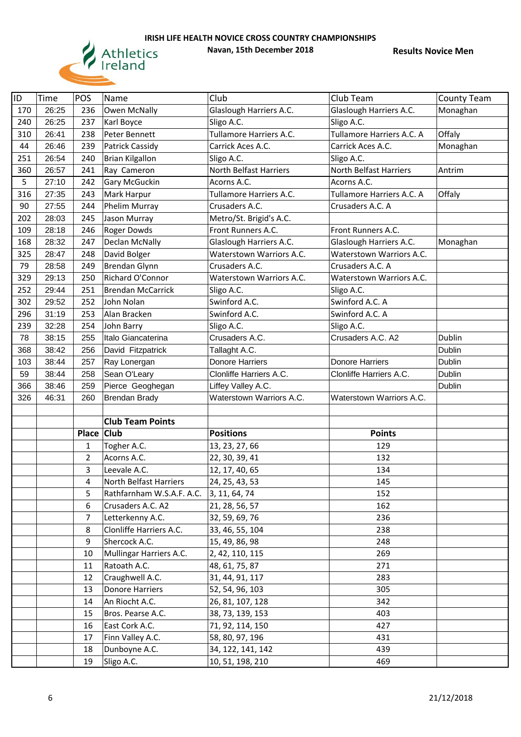**IRISH LIFE HEALTH NOVICE CROSS COUNTRY CHAMPIONSHIPS**

**Navan, 15th December 2018**

**Results Novice Men**

| ID | Time | POS | Name | Club | Club Team | County Team |
|---|---|---|---|---|---|---|
| 170 | 26:25 | 236 | Owen McNally | Glaslough Harriers A.C. | Glaslough Harriers A.C. | Monaghan |
| 240 | 26:25 | 237 | Karl Boyce | Sligo A.C. | Sligo A.C. | |
| 310 | 26:41 | 238 | Peter Bennett | Tullamore Harriers A.C. | Tullamore Harriers A.C. A | Offaly |
| 44 | 26:46 | 239 | Patrick Cassidy | Carrick Aces A.C. | Carrick Aces A.C. | Monaghan |
| 251 | 26:54 | 240 | Brian Kilgallon | Sligo A.C. | Sligo A.C. | |
| 360 | 26:57 | 241 | Ray Cameron | North Belfast Harriers | North Belfast Harriers | Antrim |
| 5 | 27:10 | 242 | Gary McGuckin | Acorns A.C. | Acorns A.C. | |
| 316 | 27:35 | 243 | Mark Harpur | Tullamore Harriers A.C. | Tullamore Harriers A.C. A | Offaly |
| 90 | 27:55 | 244 | Phelim Murray | Crusaders A.C. | Crusaders A.C. A | |
| 202 | 28:03 | 245 | Jason Murray | Metro/St. Brigid's A.C. | | |
| 109 | 28:18 | 246 | Roger Dowds | Front Runners A.C. | Front Runners A.C. | |
| 168 | 28:32 | 247 | Declan McNally | Glaslough Harriers A.C. | Glaslough Harriers A.C. | Monaghan |
| 325 | 28:47 | 248 | David Bolger | Waterstown Warriors A.C. | Waterstown Warriors A.C. | |
| 79 | 28:58 | 249 | Brendan Glynn | Crusaders A.C. | Crusaders A.C. A | |
| 329 | 29:13 | 250 | Richard O'Connor | Waterstown Warriors A.C. | Waterstown Warriors A.C. | |
| 252 | 29:44 | 251 | Brendan McCarrick | Sligo A.C. | Sligo A.C. | |
| 302 | 29:52 | 252 | John Nolan | Swinford A.C. | Swinford A.C. A | |
| 296 | 31:19 | 253 | Alan Bracken | Swinford A.C. | Swinford A.C. A | |
| 239 | 32:28 | 254 | John Barry | Sligo A.C. | Sligo A.C. | |
| 78 | 38:15 | 255 | Italo Giancaterina | Crusaders A.C. | Crusaders A.C. A2 | Dublin |
| 368 | 38:42 | 256 | David Fitzpatrick | Tallaght A.C. | | Dublin |
| 103 | 38:44 | 257 | Ray Lonergan | Donore Harriers | Donore Harriers | Dublin |
| 59 | 38:44 | 258 | Sean O'Leary | Clonliffe Harriers A.C. | Clonliffe Harriers A.C. | Dublin |
| 366 | 38:46 | 259 | Pierce Geoghegan | Liffey Valley A.C. | | Dublin |
| 326 | 46:31 | 260 | Brendan Brady | Waterstown Warriors A.C. | Waterstown Warriors A.C. | |

**Club Team Points**

| Place | Club | Positions | Points |
|---|---|---|---|
| 1 | Togher A.C. | 13, 23, 27, 66 | 129 |
| 2 | Acorns A.C. | 22, 30, 39, 41 | 132 |
| 3 | Leevale A.C. | 12, 17, 40, 65 | 134 |
| 4 | North Belfast Harriers | 24, 25, 43, 53 | 145 |
| 5 | Rathfarnham W.S.A.F. A.C. | 3, 11, 64, 74 | 152 |
| 6 | Crusaders A.C. A2 | 21, 28, 56, 57 | 162 |
| 7 | Letterkenny A.C. | 32, 59, 69, 76 | 236 |
| 8 | Clonliffe Harriers A.C. | 33, 46, 55, 104 | 238 |
| 9 | Shercock A.C. | 15, 49, 86, 98 | 248 |
| 10 | Mullingar Harriers A.C. | 2, 42, 110, 115 | 269 |
| 11 | Ratoath A.C. | 48, 61, 75, 87 | 271 |
| 12 | Craughwell A.C. | 31, 44, 91, 117 | 283 |
| 13 | Donore Harriers | 52, 54, 96, 103 | 305 |
| 14 | An Riocht A.C. | 26, 81, 107, 128 | 342 |
| 15 | Bros. Pearse A.C. | 38, 73, 139, 153 | 403 |
| 16 | East Cork A.C. | 71, 92, 114, 150 | 427 |
| 17 | Finn Valley A.C. | 58, 80, 97, 196 | 431 |
| 18 | Dunboyne A.C. | 34, 122, 141, 142 | 439 |
| 19 | Sligo A.C. | 10, 51, 198, 210 | 469 |

21/12/2018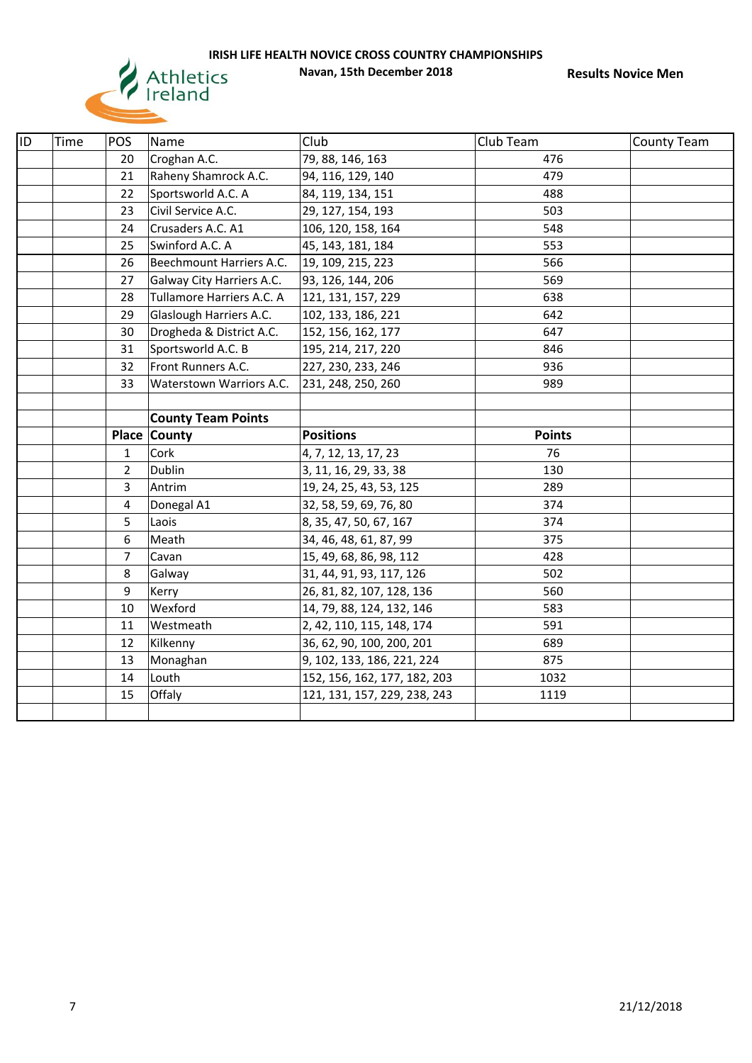IRISH LIFE HEALTH NOVICE CROSS COUNTRY CHAMPIONSHIPS

Navan, 15th December 2018

**Results Novice Men**

| ID | Time | POS | Name | Club | Club Team | County Team |
|---|---|---|---|---|---|---|
| | | 20 | Croghan A.C. | 79, 88, 146, 163 | 476 | |
| | | 21 | Raheny Shamrock A.C. | 94, 116, 129, 140 | 479 | |
| | | 22 | Sportsworld A.C. A | 84, 119, 134, 151 | 488 | |
| | | 23 | Civil Service A.C. | 29, 127, 154, 193 | 503 | |
| | | 24 | Crusaders A.C. A1 | 106, 120, 158, 164 | 548 | |
| | | 25 | Swinford A.C. A | 45, 143, 181, 184 | 553 | |
| | | 26 | Beechmount Harriers A.C. | 19, 109, 215, 223 | 566 | |
| | | 27 | Galway City Harriers A.C. | 93, 126, 144, 206 | 569 | |
| | | 28 | Tullamore Harriers A.C. A | 121, 131, 157, 229 | 638 | |
| | | 29 | Glaslough Harriers A.C. | 102, 133, 186, 221 | 642 | |
| | | 30 | Drogheda & District A.C. | 152, 156, 162, 177 | 647 | |
| | | 31 | Sportsworld A.C. B | 195, 214, 217, 220 | 846 | |
| | | 32 | Front Runners A.C. | 227, 230, 233, 246 | 936 | |
| | | 33 | Waterstown Warriors A.C. | 231, 248, 250, 260 | 989 | |
| | | | | | | |
| | | | **County Team Points** | | | |
| | | **Place** | **County** | **Positions** | **Points** | |
| | | 1 | Cork | 4, 7, 12, 13, 17, 23 | 76 | |
| | | 2 | Dublin | 3, 11, 16, 29, 33, 38 | 130 | |
| | | 3 | Antrim | 19, 24, 25, 43, 53, 125 | 289 | |
| | | 4 | Donegal A1 | 32, 58, 59, 69, 76, 80 | 374 | |
| | | 5 | Laois | 8, 35, 47, 50, 67, 167 | 374 | |
| | | 6 | Meath | 34, 46, 48, 61, 87, 99 | 375 | |
| | | 7 | Cavan | 15, 49, 68, 86, 98, 112 | 428 | |
| | | 8 | Galway | 31, 44, 91, 93, 117, 126 | 502 | |
| | | 9 | Kerry | 26, 81, 82, 107, 128, 136 | 560 | |
| | | 10 | Wexford | 14, 79, 88, 124, 132, 146 | 583 | |
| | | 11 | Westmeath | 2, 42, 110, 115, 148, 174 | 591 | |
| | | 12 | Kilkenny | 36, 62, 90, 100, 200, 201 | 689 | |
| | | 13 | Monaghan | 9, 102, 133, 186, 221, 224 | 875 | |
| | | 14 | Louth | 152, 156, 162, 177, 182, 203 | 1032 | |
| | | 15 | Offaly | 121, 131, 157, 229, 238, 243 | 1119 | |

21/12/2018